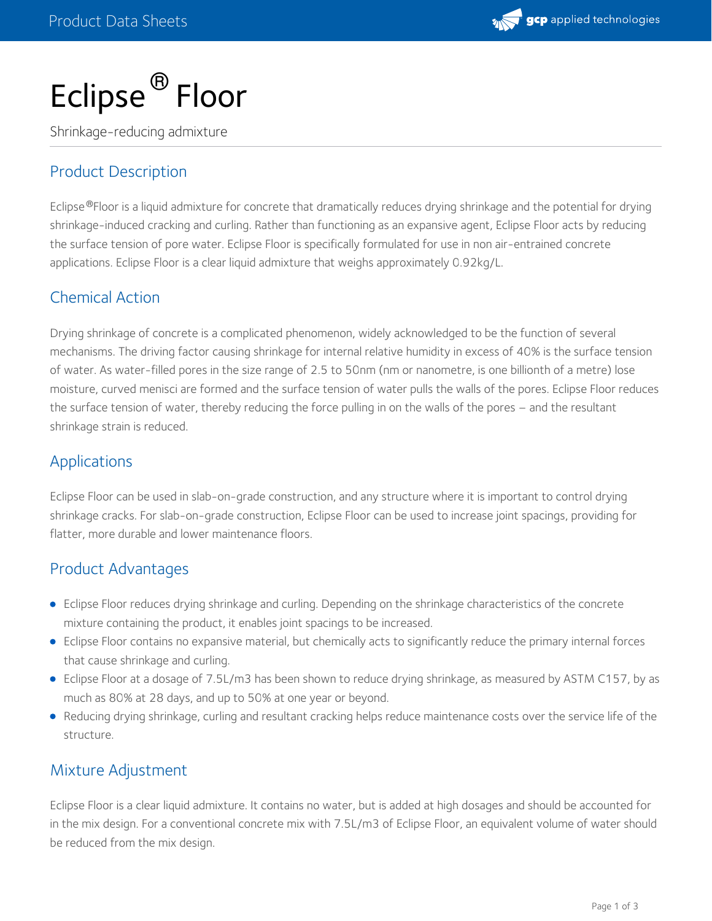# Eclipse® Floor

Shrinkage-reducing admixture

## Product Description

Eclipse®Floor is a liquid admixture for concrete that dramatically reduces drying shrinkage and the potential for drying shrinkage-induced cracking and curling. Rather than functioning as an expansive agent, Eclipse Floor acts by reducing the surface tension of pore water. Eclipse Floor is specifically formulated for use in non air-entrained concrete applications. Eclipse Floor is a clear liquid admixture that weighs approximately 0.92kg/L.

## Chemical Action

Drying shrinkage of concrete is a complicated phenomenon, widely acknowledged to be the function of several mechanisms. The driving factor causing shrinkage for internal relative humidity in excess of 40% is the surface tension of water. As water-filled pores in the size range of 2.5 to 50nm (nm or nanometre, is one billionth of a metre) lose moisture, curved menisci are formed and the surface tension of water pulls the walls of the pores. Eclipse Floor reduces the surface tension of water, thereby reducing the force pulling in on the walls of the pores – and the resultant shrinkage strain is reduced.

## Applications

Eclipse Floor can be used in slab-on-grade construction, and any structure where it is important to control drying shrinkage cracks. For slab-on-grade construction, Eclipse Floor can be used to increase joint spacings, providing for flatter, more durable and lower maintenance floors.

## Product Advantages

- Eclipse Floor reduces drying shrinkage and curling. Depending on the shrinkage characteristics of the concrete mixture containing the product, it enables joint spacings to be increased.
- Eclipse Floor contains no expansive material, but chemically acts to significantly reduce the primary internal forces that cause shrinkage and curling.
- Eclipse Floor at a dosage of 7.5L/m3 has been shown to reduce drying shrinkage, as measured by ASTM C157, by as much as 80% at 28 days, and up to 50% at one year or beyond.
- Reducing drying shrinkage, curling and resultant cracking helps reduce maintenance costs over the service life of the structure.

## Mixture Adjustment

Eclipse Floor is a clear liquid admixture. It contains no water, but is added at high dosages and should be accounted for in the mix design. For a conventional concrete mix with 7.5L/m3 of Eclipse Floor, an equivalent volume of water should be reduced from the mix design.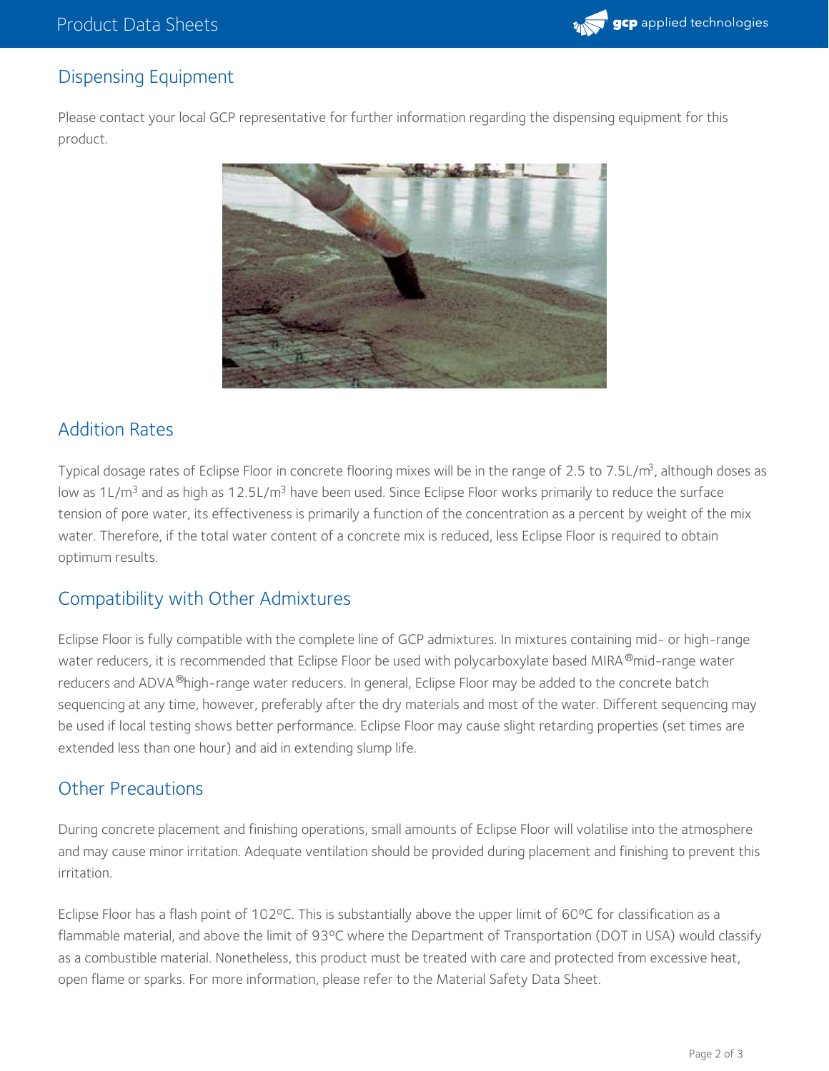## Dispensing Equipment

Please contact your local GCP representative for further information regarding the dispensing equipment for this product.

## Addition Rates

Typical dosage rates of Eclipse Floor in concrete flooring mixes will be in the range of 2.5 to 7.5L/$m^3$, although doses as low as 1L/$m^3$ and as high as 12.5L/$m^3$ have been used. Since Eclipse Floor works primarily to reduce the surface tension of pore water, its effectiveness is primarily a function of the concentration as a percent by weight of the mix water. Therefore, if the total water content of a concrete mix is reduced, less Eclipse Floor is required to obtain optimum results.

## Compatibility with Other Admixtures

Eclipse Floor is fully compatible with the complete line of GCP admixtures. In mixtures containing mid- or high-range water reducers, it is recommended that Eclipse Floor be used with polycarboxylate based MIRA®mid-range water reducers and ADVA®high-range water reducers. In general, Eclipse Floor may be added to the concrete batch sequencing at any time, however, preferably after the dry materials and most of the water. Different sequencing may be used if local testing shows better performance. Eclipse Floor may cause slight retarding properties (set times are extended less than one hour) and aid in extending slump life.

## Other Precautions

During concrete placement and finishing operations, small amounts of Eclipse Floor will volatilise into the atmosphere and may cause minor irritation. Adequate ventilation should be provided during placement and finishing to prevent this irritation.

Eclipse Floor has a flash point of 102ºC. This is substantially above the upper limit of 60ºC for classification as a flammable material, and above the limit of 93ºC where the Department of Transportation (DOT in USA) would classify as a combustible material. Nonetheless, this product must be treated with care and protected from excessive heat, open flame or sparks. For more information, please refer to the Material Safety Data Sheet.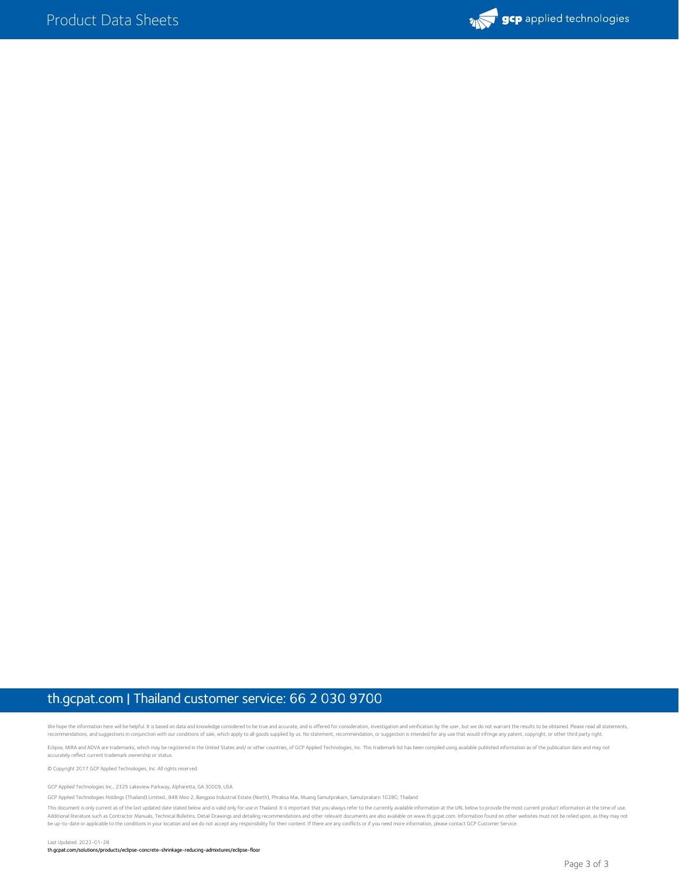## th.gcpat.com | Thailand customer service: 66 2 030 9700

We hope the information here will be helpful. It is based on data and knowledge considered to be true and accurate, and is offered for consideration, investigation and verification by the user, but we do not warrant the results to be obtained. Please read all statements, recommendations, and suggestions in conjunction with our conditions of sale, which apply to all goods supplied by us. No statement, recommendation, or suggestion is intended for any use that would infringe any patent, copyright, or other third party right.

Eclipse, MIRA and ADVA are trademarks, which may be registered in the United States and/ or other countries, of GCP Applied Technologies, Inc. This trademark list has been compiled using available published information as of the publication date and may not accurately reflect current trademark ownership or status.

© Copyright 2017 GCP Applied Technologies, Inc. All rights reserved.

GCP Applied Technologies Inc., 2325 Lakeview Parkway, Alpharetta, GA 30009, USA

GCP Applied Technologies Holdings (Thailand) Limited., 848 Moo 2, Bangpoo Industrial Estate (North), Phraksa Mai, Muang Samutprakarn, Samutprakarn 10280, Thailand

This document is only current as of the last updated date stated below and is valid only for use in Thailand. It is important that you always refer to the currently available information at the URL below to provide the most current product information at the time of use. Additional literature such as Contractor Manuals, Technical Bulletins, Detail Drawings and detailing recommendations and other relevant documents are also available on www.th.gcpat.com. Information found on other websites must not be relied upon, as they may not be up-to-date or applicable to the conditions in your location and we do not accept any responsibility for their content. If there are any conflicts or if you need more information, please contact GCP Customer Service.

Last Updated: 2022-01-28

th.gcpat.com/solutions/products/eclipse-concrete-shrinkage-reducing-admixtures/eclipse-floor